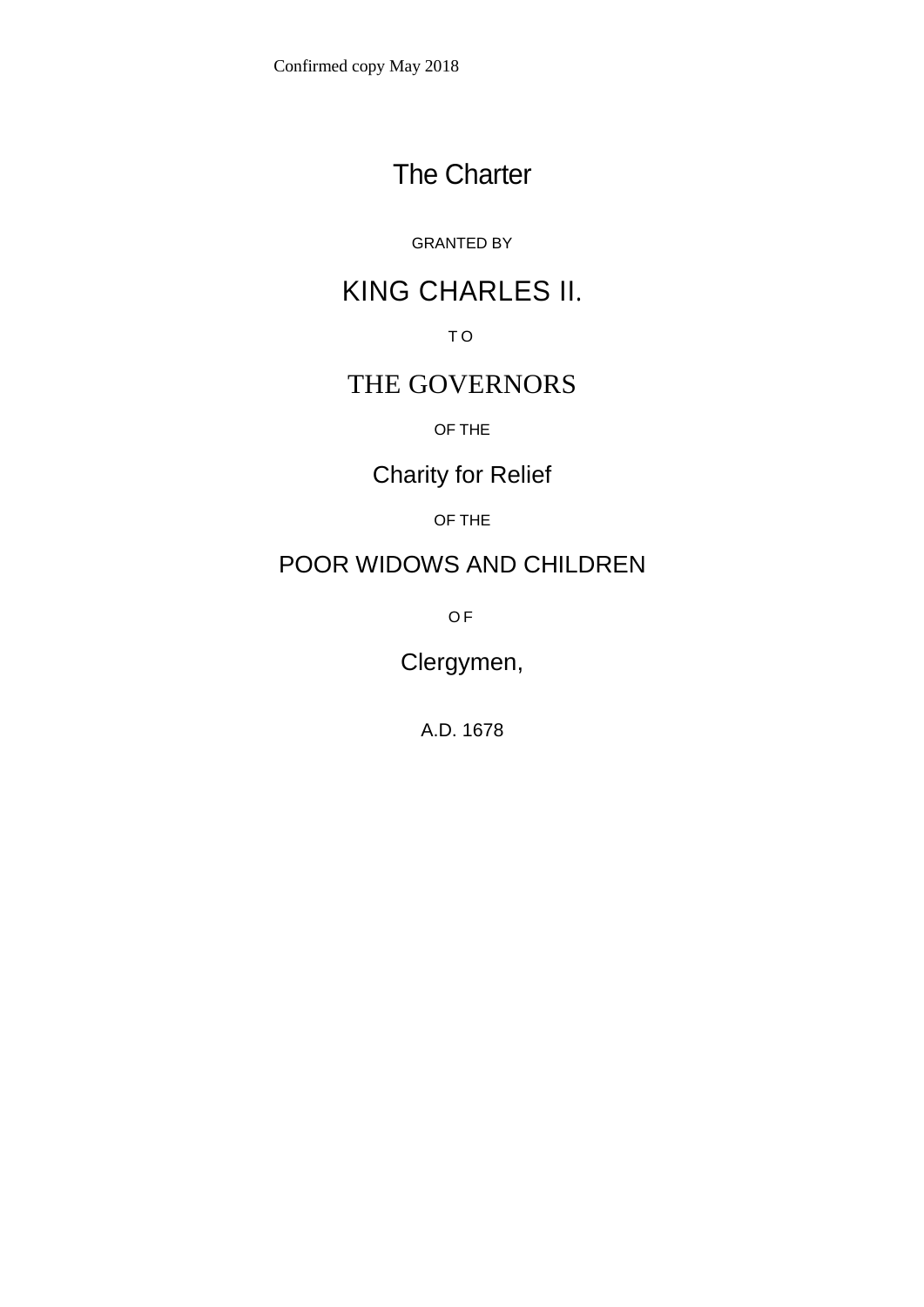Confirmed copy May 2018

# The Charter

GRANTED BY

## KING CHARLES II.

TO

## THE GOVERNORS

OF THE

## Charity for Relief

OF THE

## POOR WIDOWS AND CHILDREN

OF

## Clergymen,

A.D. 1678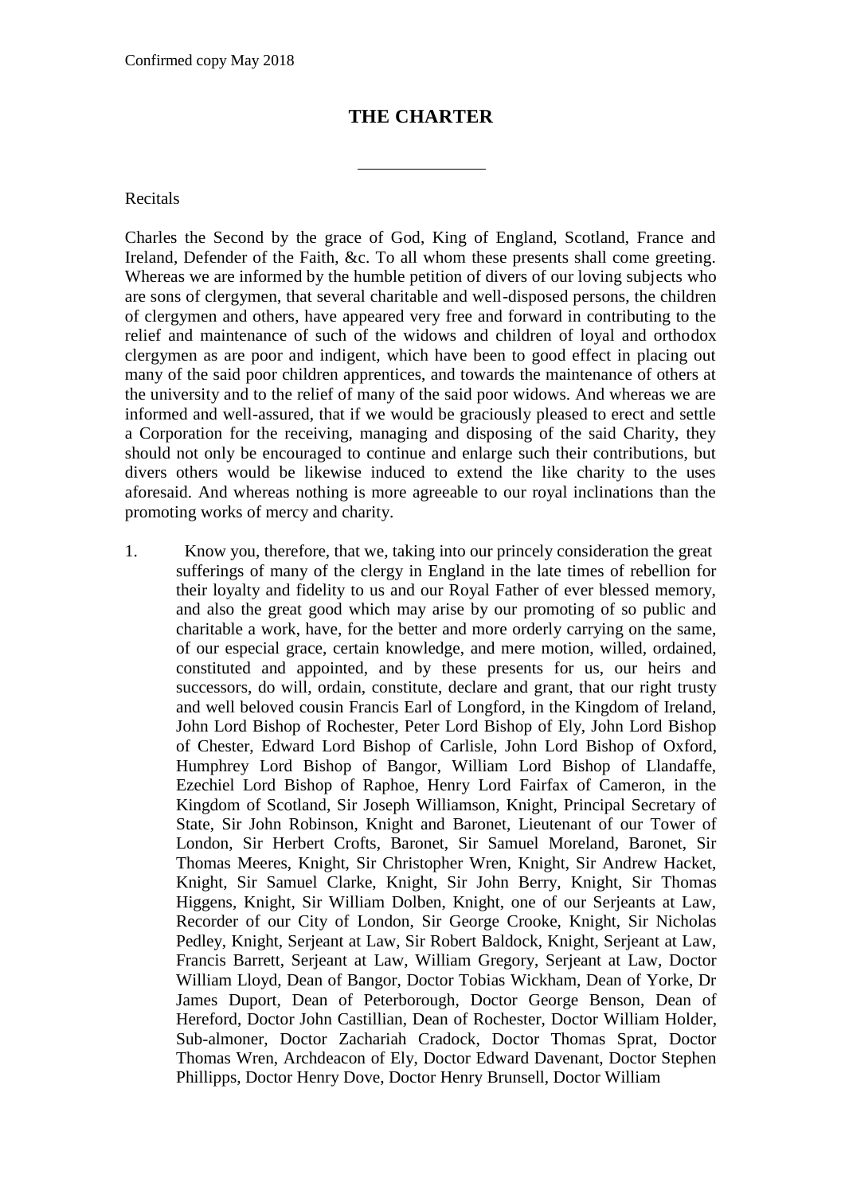Confirmed copy May 2018

# THE CHARTER

Recitals

Charles the Second by the grace of God, King of England, Scotland, France and Ireland, Defender of the Faith, &c. To all whom these presents shall come greeting. Whereas we are informed by the humble petition of divers of our loving subjects who are sons of clergymen, that several charitable and well-disposed persons, the children of clergymen and others, have appeared very free and forward in contributing to the relief and maintenance of such of the widows and children of loyal and orthodox clergymen as are poor and indigent, which have been to good effect in placing out many of the said poor children apprentices, and towards the maintenance of others at the university and to the relief of many of the said poor widows. And whereas we are informed and well-assured, that if we would be graciously pleased to erect and settle a Corporation for the receiving, managing and disposing of the said Charity, they should not only be encouraged to continue and enlarge such their contributions, but divers others would be likewise induced to extend the like charity to the uses aforesaid. And whereas nothing is more agreeable to our royal inclinations than the promoting works of mercy and charity.

1. Know you, therefore, that we, taking into our princely consideration the great sufferings of many of the clergy in England in the late times of rebellion for their loyalty and fidelity to us and our Royal Father of ever blessed memory, and also the great good which may arise by our promoting of so public and charitable a work, have, for the better and more orderly carrying on the same, of our especial grace, certain knowledge, and mere motion, willed, ordained, constituted and appointed, and by these presents for us, our heirs and successors, do will, ordain, constitute, declare and grant, that our right trusty and well beloved cousin Francis Earl of Longford, in the Kingdom of Ireland, John Lord Bishop of Rochester, Peter Lord Bishop of Ely, John Lord Bishop of Chester, Edward Lord Bishop of Carlisle, John Lord Bishop of Oxford, Humphrey Lord Bishop of Bangor, William Lord Bishop of Llandaffe, Ezechiel Lord Bishop of Raphoe, Henry Lord Fairfax of Cameron, in the Kingdom of Scotland, Sir Joseph Williamson, Knight, Principal Secretary of State, Sir John Robinson, Knight and Baronet, Lieutenant of our Tower of London, Sir Herbert Crofts, Baronet, Sir Samuel Moreland, Baronet, Sir Thomas Meeres, Knight, Sir Christopher Wren, Knight, Sir Andrew Hacket, Knight, Sir Samuel Clarke, Knight, Sir John Berry, Knight, Sir Thomas Higgens, Knight, Sir William Dolben, Knight, one of our Serjeants at Law, Recorder of our City of London, Sir George Crooke, Knight, Sir Nicholas Pedley, Knight, Serjeant at Law, Sir Robert Baldock, Knight, Serjeant at Law, Francis Barrett, Serjeant at Law, William Gregory, Serjeant at Law, Doctor William Lloyd, Dean of Bangor, Doctor Tobias Wickham, Dean of Yorke, Dr James Duport, Dean of Peterborough, Doctor George Benson, Dean of Hereford, Doctor John Castillian, Dean of Rochester, Doctor William Holder, Sub-almoner, Doctor Zachariah Cradock, Doctor Thomas Sprat, Doctor Thomas Wren, Archdeacon of Ely, Doctor Edward Davenant, Doctor Stephen Phillipps, Doctor Henry Dove, Doctor Henry Brunsell, Doctor William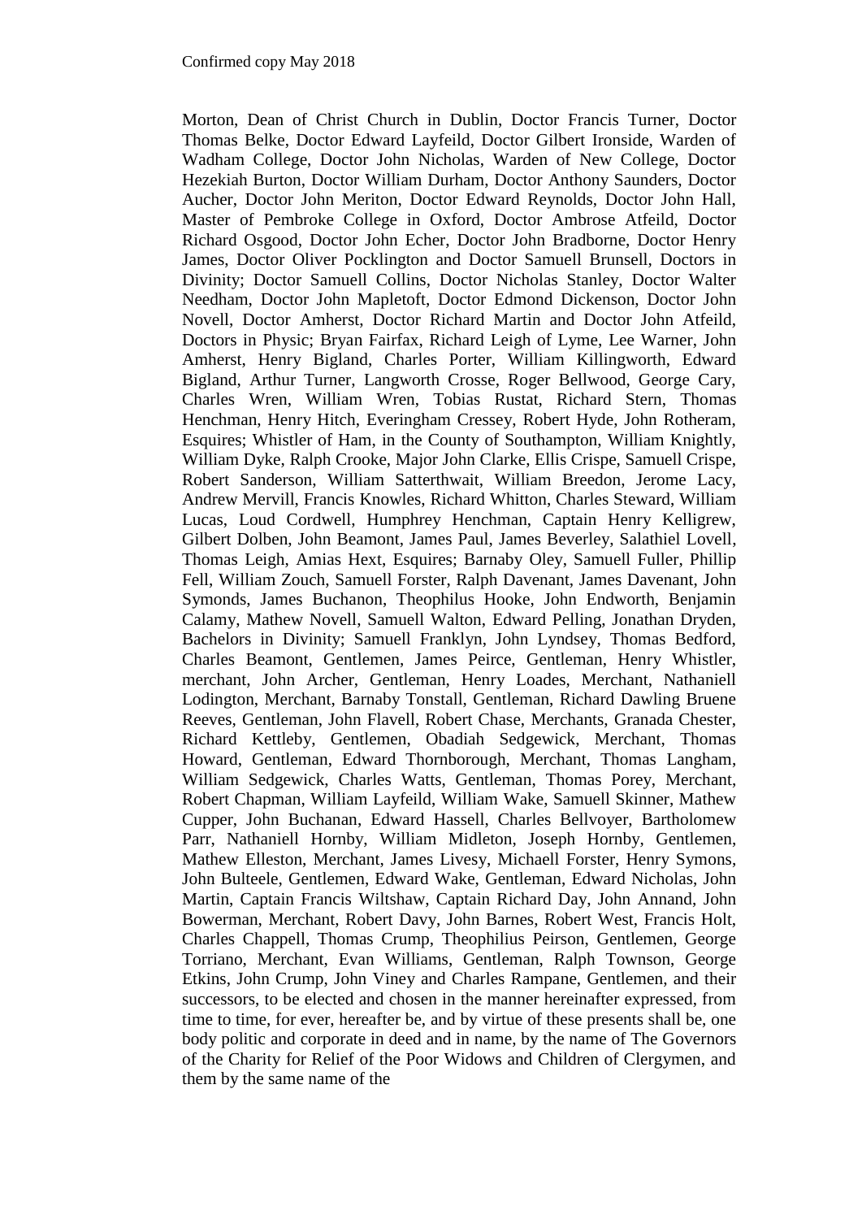Morton, Dean of Christ Church in Dublin, Doctor Francis Turner, Doctor Thomas Belke, Doctor Edward Layfeild, Doctor Gilbert Ironside, Warden of Wadham College, Doctor John Nicholas, Warden of New College, Doctor Hezekiah Burton, Doctor William Durham, Doctor Anthony Saunders, Doctor Aucher, Doctor John Meriton, Doctor Edward Reynolds, Doctor John Hall, Master of Pembroke College in Oxford, Doctor Ambrose Atfeild, Doctor Richard Osgood, Doctor John Echer, Doctor John Bradborne, Doctor Henry James, Doctor Oliver Pocklington and Doctor Samuell Brunsell, Doctors in Divinity; Doctor Samuell Collins, Doctor Nicholas Stanley, Doctor Walter Needham, Doctor John Mapletoft, Doctor Edmond Dickenson, Doctor John Novell, Doctor Amherst, Doctor Richard Martin and Doctor John Atfeild, Doctors in Physic; Bryan Fairfax, Richard Leigh of Lyme, Lee Warner, John Amherst, Henry Bigland, Charles Porter, William Killingworth, Edward Bigland, Arthur Turner, Langworth Crosse, Roger Bellwood, George Cary, Charles Wren, William Wren, Tobias Rustat, Richard Stern, Thomas Henchman, Henry Hitch, Everingham Cressey, Robert Hyde, John Rotheram, Esquires; Whistler of Ham, in the County of Southampton, William Knightly, William Dyke, Ralph Crooke, Major John Clarke, Ellis Crispe, Samuell Crispe, Robert Sanderson, William Satterthwait, William Breedon, Jerome Lacy, Andrew Mervill, Francis Knowles, Richard Whitton, Charles Steward, William Lucas, Loud Cordwell, Humphrey Henchman, Captain Henry Kelligrew, Gilbert Dolben, John Beamont, James Paul, James Beverley, Salathiel Lovell, Thomas Leigh, Amias Hext, Esquires; Barnaby Oley, Samuell Fuller, Phillip Fell, William Zouch, Samuell Forster, Ralph Davenant, James Davenant, John Symonds, James Buchanon, Theophilus Hooke, John Endworth, Benjamin Calamy, Mathew Novell, Samuell Walton, Edward Pelling, Jonathan Dryden, Bachelors in Divinity; Samuell Franklyn, John Lyndsey, Thomas Bedford, Charles Beamont, Gentlemen, James Peirce, Gentleman, Henry Whistler, merchant, John Archer, Gentleman, Henry Loades, Merchant, Nathaniell Lodington, Merchant, Barnaby Tonstall, Gentleman, Richard Dawling Bruene Reeves, Gentleman, John Flavell, Robert Chase, Merchants, Granada Chester, Richard Kettleby, Gentlemen, Obadiah Sedgewick, Merchant, Thomas Howard, Gentleman, Edward Thornborough, Merchant, Thomas Langham, William Sedgewick, Charles Watts, Gentleman, Thomas Porey, Merchant, Robert Chapman, William Layfeild, William Wake, Samuell Skinner, Mathew Cupper, John Buchanan, Edward Hassell, Charles Bellvoyer, Bartholomew Parr, Nathaniell Hornby, William Midleton, Joseph Hornby, Gentlemen, Mathew Elleston, Merchant, James Livesy, Michaell Forster, Henry Symons, John Bulteele, Gentlemen, Edward Wake, Gentleman, Edward Nicholas, John Martin, Captain Francis Wiltshaw, Captain Richard Day, John Annand, John Bowerman, Merchant, Robert Davy, John Barnes, Robert West, Francis Holt, Charles Chappell, Thomas Crump, Theophilius Peirson, Gentlemen, George Torriano, Merchant, Evan Williams, Gentleman, Ralph Townson, George Etkins, John Crump, John Viney and Charles Rampane, Gentlemen, and their successors, to be elected and chosen in the manner hereinafter expressed, from time to time, for ever, hereafter be, and by virtue of these presents shall be, one body politic and corporate in deed and in name, by the name of The Governors of the Charity for Relief of the Poor Widows and Children of Clergymen, and them by the same name of the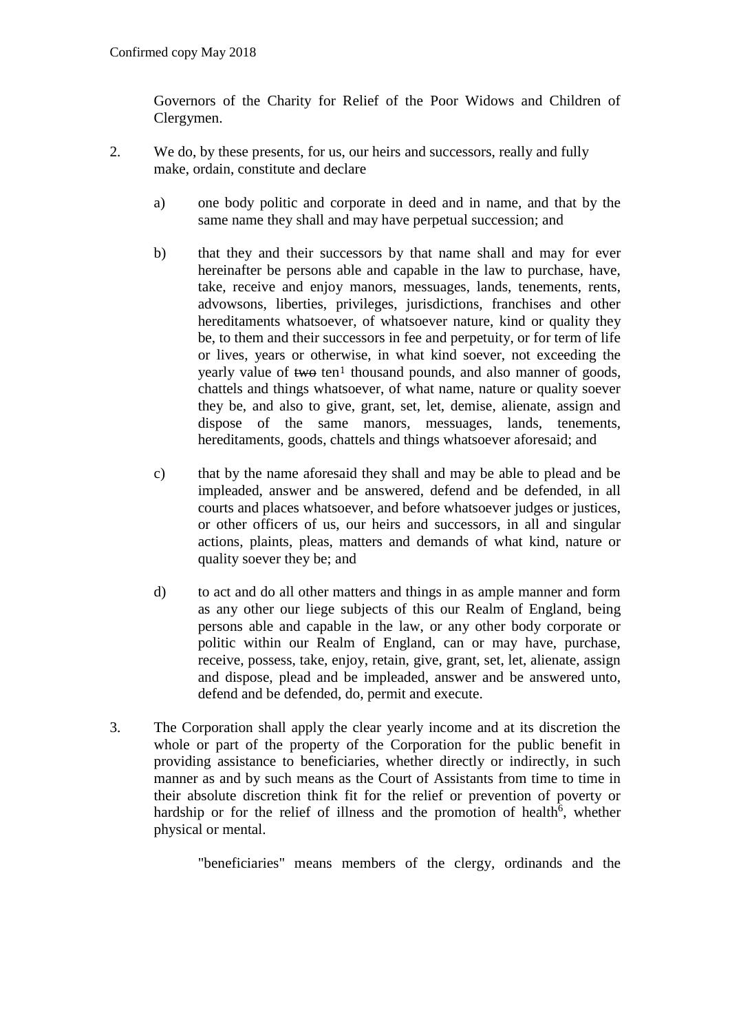Governors of the Charity for Relief of the Poor Widows and Children of Clergymen.

2. We do, by these presents, for us, our heirs and successors, really and fully make, ordain, constitute and declare

   a) one body politic and corporate in deed and in name, and that by the same name they shall and may have perpetual succession; and

   b) that they and their successors by that name shall and may for ever hereinafter be persons able and capable in the law to purchase, have, take, receive and enjoy manors, messuages, lands, tenements, rents, advowsons, liberties, privileges, jurisdictions, franchises and other hereditaments whatsoever, of whatsoever nature, kind or quality they be, to them and their successors in fee and perpetuity, or for term of life or lives, years or otherwise, in what kind soever, not exceeding the yearly value of ~~two~~ ten[1] thousand pounds, and also manner of goods, chattels and things whatsoever, of what name, nature or quality soever they be, and also to give, grant, set, let, demise, alienate, assign and dispose of the same manors, messuages, lands, tenements, hereditaments, goods, chattels and things whatsoever aforesaid; and

   c) that by the name aforesaid they shall and may be able to plead and be impleaded, answer and be answered, defend and be defended, in all courts and places whatsoever, and before whatsoever judges or justices, or other officers of us, our heirs and successors, in all and singular actions, plaints, pleas, matters and demands of what kind, nature or quality soever they be; and

   d) to act and do all other matters and things in as ample manner and form as any other our liege subjects of this our Realm of England, being persons able and capable in the law, or any other body corporate or politic within our Realm of England, can or may have, purchase, receive, possess, take, enjoy, retain, give, grant, set, let, alienate, assign and dispose, plead and be impleaded, answer and be answered unto, defend and be defended, do, permit and execute.

3. The Corporation shall apply the clear yearly income and at its discretion the whole or part of the property of the Corporation for the public benefit in providing assistance to beneficiaries, whether directly or indirectly, in such manner as and by such means as the Court of Assistants from time to time in their absolute discretion think fit for the relief or prevention of poverty or hardship or for the relief of illness and the promotion of health[6], whether physical or mental.

   "beneficiaries" means members of the clergy, ordinands and the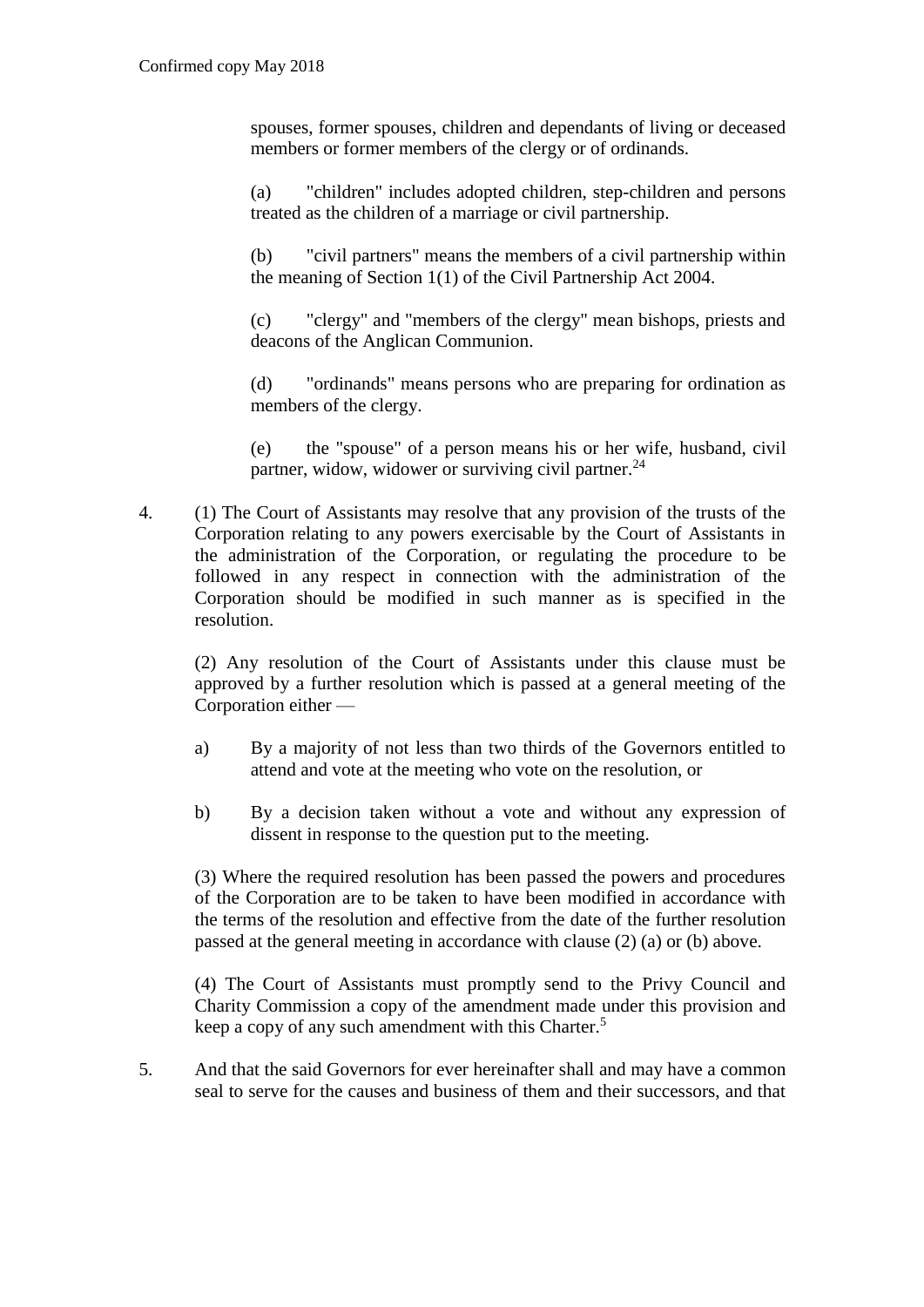spouses, former spouses, children and dependants of living or deceased members or former members of the clergy or of ordinands.

(a) "children" includes adopted children, step-children and persons treated as the children of a marriage or civil partnership.

(b) "civil partners" means the members of a civil partnership within the meaning of Section 1(1) of the Civil Partnership Act 2004.

(c) "clergy" and "members of the clergy" mean bishops, priests and deacons of the Anglican Communion.

(d) "ordinands" means persons who are preparing for ordination as members of the clergy.

(e) the "spouse" of a person means his or her wife, husband, civil partner, widow, widower or surviving civil partner.[24]

4. (1) The Court of Assistants may resolve that any provision of the trusts of the Corporation relating to any powers exercisable by the Court of Assistants in the administration of the Corporation, or regulating the procedure to be followed in any respect in connection with the administration of the Corporation should be modified in such manner as is specified in the resolution.

   (2) Any resolution of the Court of Assistants under this clause must be approved by a further resolution which is passed at a general meeting of the Corporation either —

   a) By a majority of not less than two thirds of the Governors entitled to attend and vote at the meeting who vote on the resolution, or

   b) By a decision taken without a vote and without any expression of dissent in response to the question put to the meeting.

   (3) Where the required resolution has been passed the powers and procedures of the Corporation are to be taken to have been modified in accordance with the terms of the resolution and effective from the date of the further resolution passed at the general meeting in accordance with clause (2) (a) or (b) above.

   (4) The Court of Assistants must promptly send to the Privy Council and Charity Commission a copy of the amendment made under this provision and keep a copy of any such amendment with this Charter.[5]

5. And that the said Governors for ever hereinafter shall and may have a common seal to serve for the causes and business of them and their successors, and that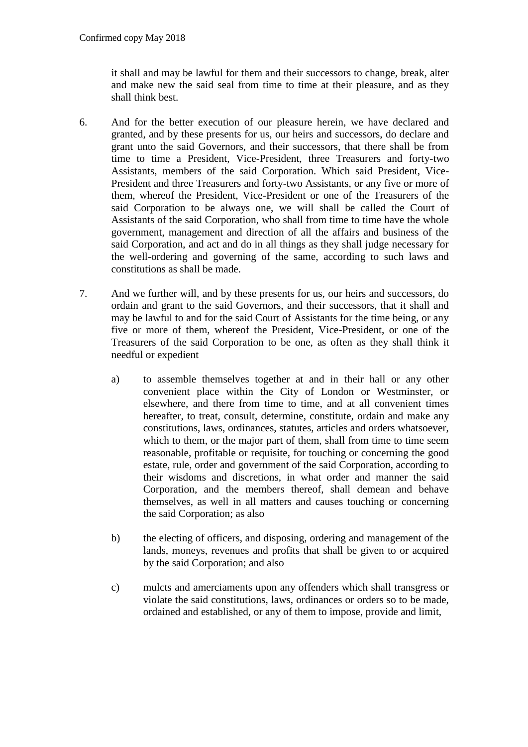it shall and may be lawful for them and their successors to change, break, alter and make new the said seal from time to time at their pleasure, and as they shall think best.

6. And for the better execution of our pleasure herein, we have declared and granted, and by these presents for us, our heirs and successors, do declare and grant unto the said Governors, and their successors, that there shall be from time to time a President, Vice-President, three Treasurers and forty-two Assistants, members of the said Corporation. Which said President, Vice-President and three Treasurers and forty-two Assistants, or any five or more of them, whereof the President, Vice-President or one of the Treasurers of the said Corporation to be always one, we will shall be called the Court of Assistants of the said Corporation, who shall from time to time have the whole government, management and direction of all the affairs and business of the said Corporation, and act and do in all things as they shall judge necessary for the well-ordering and governing of the same, according to such laws and constitutions as shall be made.

7. And we further will, and by these presents for us, our heirs and successors, do ordain and grant to the said Governors, and their successors, that it shall and may be lawful to and for the said Court of Assistants for the time being, or any five or more of them, whereof the President, Vice-President, or one of the Treasurers of the said Corporation to be one, as often as they shall think it needful or expedient

    a) to assemble themselves together at and in their hall or any other convenient place within the City of London or Westminster, or elsewhere, and there from time to time, and at all convenient times hereafter, to treat, consult, determine, constitute, ordain and make any constitutions, laws, ordinances, statutes, articles and orders whatsoever, which to them, or the major part of them, shall from time to time seem reasonable, profitable or requisite, for touching or concerning the good estate, rule, order and government of the said Corporation, according to their wisdoms and discretions, in what order and manner the said Corporation, and the members thereof, shall demean and behave themselves, as well in all matters and causes touching or concerning the said Corporation; as also

    b) the electing of officers, and disposing, ordering and management of the lands, moneys, revenues and profits that shall be given to or acquired by the said Corporation; and also

    c) mulcts and amerciaments upon any offenders which shall transgress or violate the said constitutions, laws, ordinances or orders so to be made, ordained and established, or any of them to impose, provide and limit,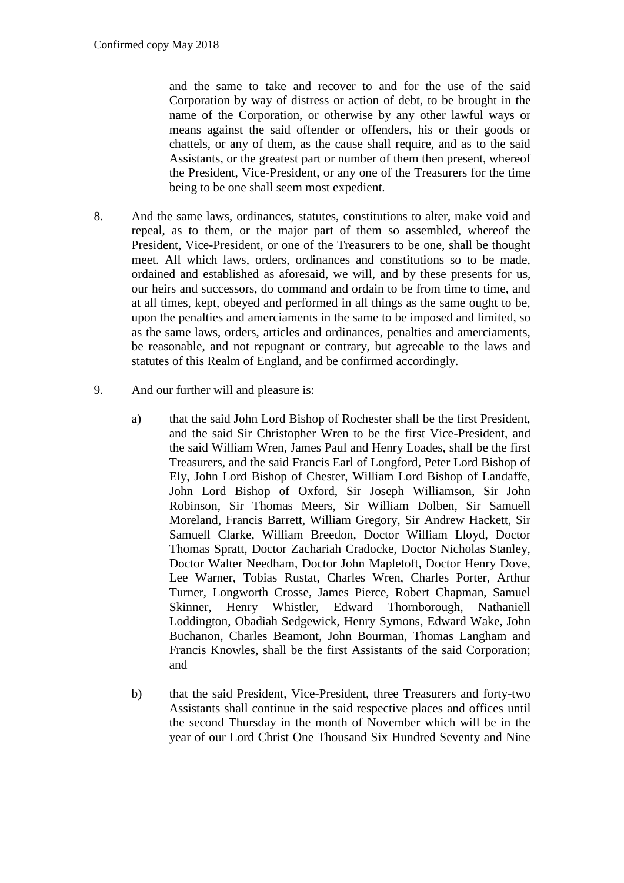and the same to take and recover to and for the use of the said Corporation by way of distress or action of debt, to be brought in the name of the Corporation, or otherwise by any other lawful ways or means against the said offender or offenders, his or their goods or chattels, or any of them, as the cause shall require, and as to the said Assistants, or the greatest part or number of them then present, whereof the President, Vice-President, or any one of the Treasurers for the time being to be one shall seem most expedient.

8. And the same laws, ordinances, statutes, constitutions to alter, make void and repeal, as to them, or the major part of them so assembled, whereof the President, Vice-President, or one of the Treasurers to be one, shall be thought meet. All which laws, orders, ordinances and constitutions so to be made, ordained and established as aforesaid, we will, and by these presents for us, our heirs and successors, do command and ordain to be from time to time, and at all times, kept, obeyed and performed in all things as the same ought to be, upon the penalties and amerciaments in the same to be imposed and limited, so as the same laws, orders, articles and ordinances, penalties and amerciaments, be reasonable, and not repugnant or contrary, but agreeable to the laws and statutes of this Realm of England, and be confirmed accordingly.

9. And our further will and pleasure is:

   a) that the said John Lord Bishop of Rochester shall be the first President, and the said Sir Christopher Wren to be the first Vice-President, and the said William Wren, James Paul and Henry Loades, shall be the first Treasurers, and the said Francis Earl of Longford, Peter Lord Bishop of Ely, John Lord Bishop of Chester, William Lord Bishop of Landaffe, John Lord Bishop of Oxford, Sir Joseph Williamson, Sir John Robinson, Sir Thomas Meers, Sir William Dolben, Sir Samuell Moreland, Francis Barrett, William Gregory, Sir Andrew Hackett, Sir Samuell Clarke, William Breedon, Doctor William Lloyd, Doctor Thomas Spratt, Doctor Zachariah Cradocke, Doctor Nicholas Stanley, Doctor Walter Needham, Doctor John Mapletoft, Doctor Henry Dove, Lee Warner, Tobias Rustat, Charles Wren, Charles Porter, Arthur Turner, Longworth Crosse, James Pierce, Robert Chapman, Samuel Skinner, Henry Whistler, Edward Thornborough, Nathaniell Loddington, Obadiah Sedgewick, Henry Symons, Edward Wake, John Buchanon, Charles Beamont, John Bourman, Thomas Langham and Francis Knowles, shall be the first Assistants of the said Corporation; and

   b) that the said President, Vice-President, three Treasurers and forty-two Assistants shall continue in the said respective places and offices until the second Thursday in the month of November which will be in the year of our Lord Christ One Thousand Six Hundred Seventy and Nine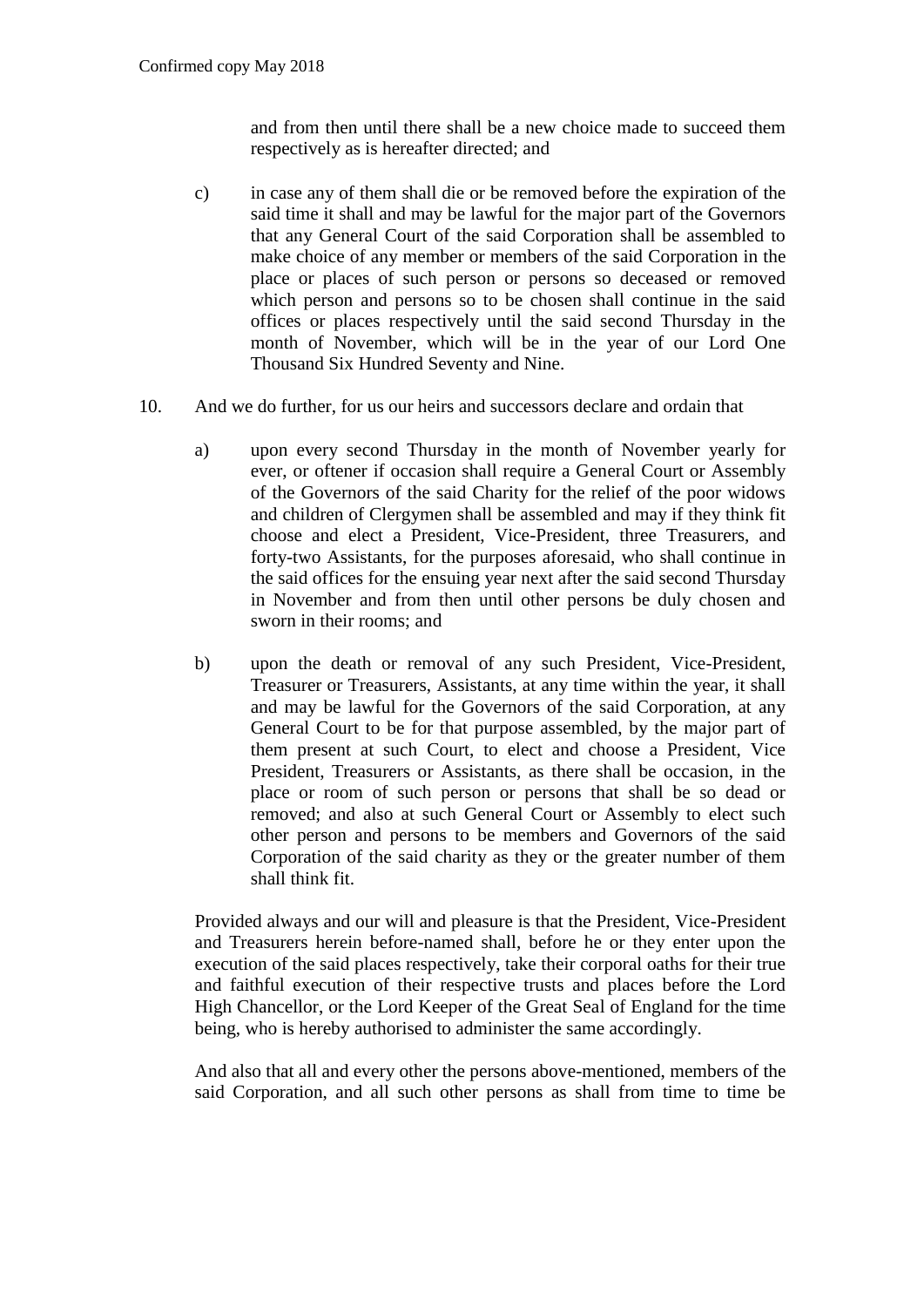and from then until there shall be a new choice made to succeed them respectively as is hereafter directed; and

c) in case any of them shall die or be removed before the expiration of the said time it shall and may be lawful for the major part of the Governors that any General Court of the said Corporation shall be assembled to make choice of any member or members of the said Corporation in the place or places of such person or persons so deceased or removed which person and persons so to be chosen shall continue in the said offices or places respectively until the said second Thursday in the month of November, which will be in the year of our Lord One Thousand Six Hundred Seventy and Nine.

10. And we do further, for us our heirs and successors declare and ordain that

a) upon every second Thursday in the month of November yearly for ever, or oftener if occasion shall require a General Court or Assembly of the Governors of the said Charity for the relief of the poor widows and children of Clergymen shall be assembled and may if they think fit choose and elect a President, Vice-President, three Treasurers, and forty-two Assistants, for the purposes aforesaid, who shall continue in the said offices for the ensuing year next after the said second Thursday in November and from then until other persons be duly chosen and sworn in their rooms; and

b) upon the death or removal of any such President, Vice-President, Treasurer or Treasurers, Assistants, at any time within the year, it shall and may be lawful for the Governors of the said Corporation, at any General Court to be for that purpose assembled, by the major part of them present at such Court, to elect and choose a President, Vice President, Treasurers or Assistants, as there shall be occasion, in the place or room of such person or persons that shall be so dead or removed; and also at such General Court or Assembly to elect such other person and persons to be members and Governors of the said Corporation of the said charity as they or the greater number of them shall think fit.

Provided always and our will and pleasure is that the President, Vice-President and Treasurers herein before-named shall, before he or they enter upon the execution of the said places respectively, take their corporal oaths for their true and faithful execution of their respective trusts and places before the Lord High Chancellor, or the Lord Keeper of the Great Seal of England for the time being, who is hereby authorised to administer the same accordingly.

And also that all and every other the persons above-mentioned, members of the said Corporation, and all such other persons as shall from time to time be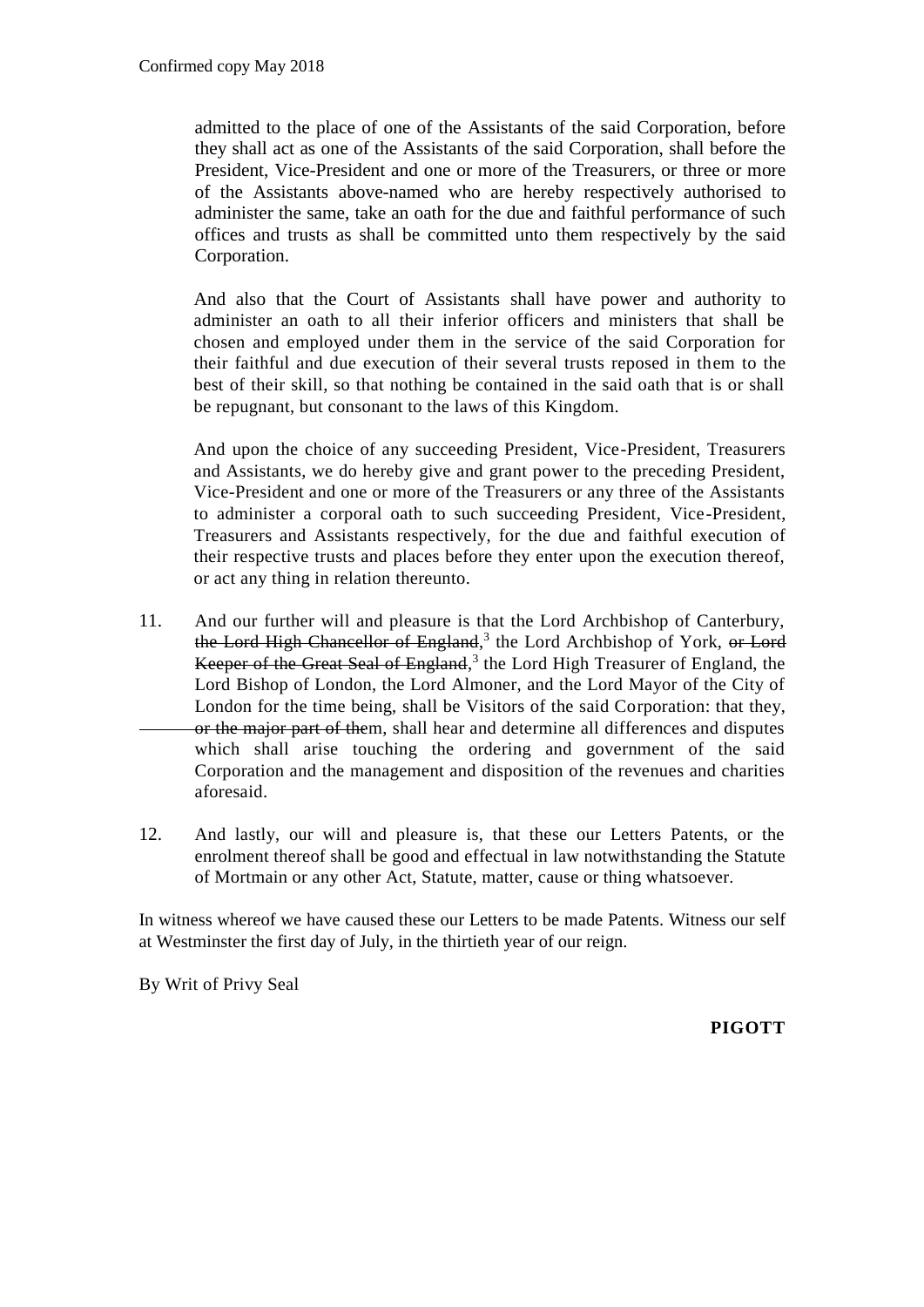admitted to the place of one of the Assistants of the said Corporation, before they shall act as one of the Assistants of the said Corporation, shall before the President, Vice-President and one or more of the Treasurers, or three or more of the Assistants above-named who are hereby respectively authorised to administer the same, take an oath for the due and faithful performance of such offices and trusts as shall be committed unto them respectively by the said Corporation.

And also that the Court of Assistants shall have power and authority to administer an oath to all their inferior officers and ministers that shall be chosen and employed under them in the service of the said Corporation for their faithful and due execution of their several trusts reposed in them to the best of their skill, so that nothing be contained in the said oath that is or shall be repugnant, but consonant to the laws of this Kingdom.

And upon the choice of any succeeding President, Vice-President, Treasurers and Assistants, we do hereby give and grant power to the preceding President, Vice-President and one or more of the Treasurers or any three of the Assistants to administer a corporal oath to such succeeding President, Vice-President, Treasurers and Assistants respectively, for the due and faithful execution of their respective trusts and places before they enter upon the execution thereof, or act any thing in relation thereunto.

11. And our further will and pleasure is that the Lord Archbishop of Canterbury, ~~the Lord High Chancellor of England~~,[3] the Lord Archbishop of York, ~~or Lord Keeper of the Great Seal of England~~,[3] the Lord High Treasurer of England, the Lord Bishop of London, the Lord Almoner, and the Lord Mayor of the City of London for the time being, shall be Visitors of the said Corporation: that they, ~~or the major part of them~~, shall hear and determine all differences and disputes which shall arise touching the ordering and government of the said Corporation and the management and disposition of the revenues and charities aforesaid.

12. And lastly, our will and pleasure is, that these our Letters Patents, or the enrolment thereof shall be good and effectual in law notwithstanding the Statute of Mortmain or any other Act, Statute, matter, cause or thing whatsoever.

In witness whereof we have caused these our Letters to be made Patents. Witness our self at Westminster the first day of July, in the thirtieth year of our reign.

By Writ of Privy Seal

**PIGOTT**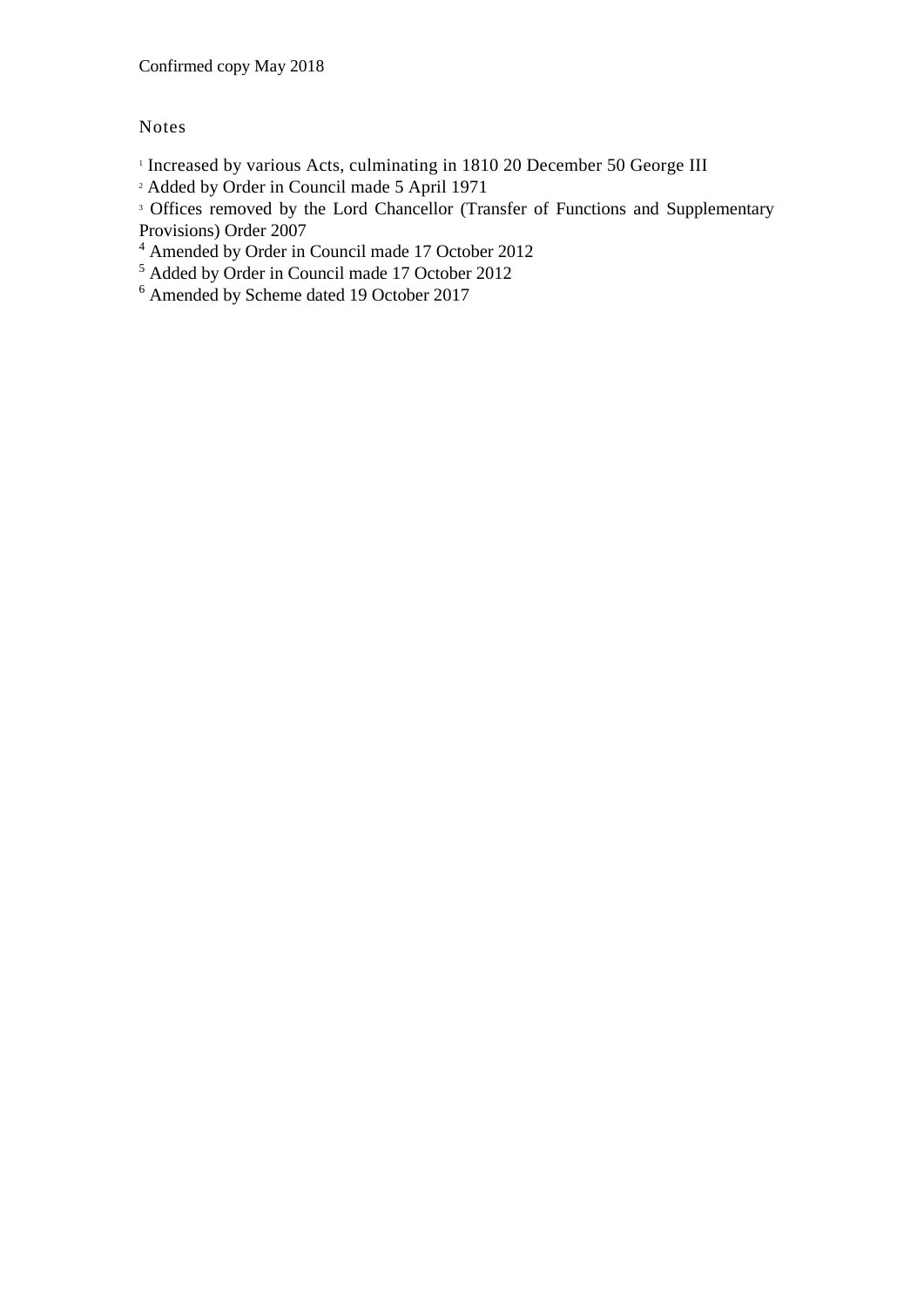Confirmed copy May 2018

Notes

[1] Increased by various Acts, culminating in 1810 20 December 50 George III

[2] Added by Order in Council made 5 April 1971

[3] Offices removed by the Lord Chancellor (Transfer of Functions and Supplementary Provisions) Order 2007

[4] Amended by Order in Council made 17 October 2012

[5] Added by Order in Council made 17 October 2012

[6] Amended by Scheme dated 19 October 2017